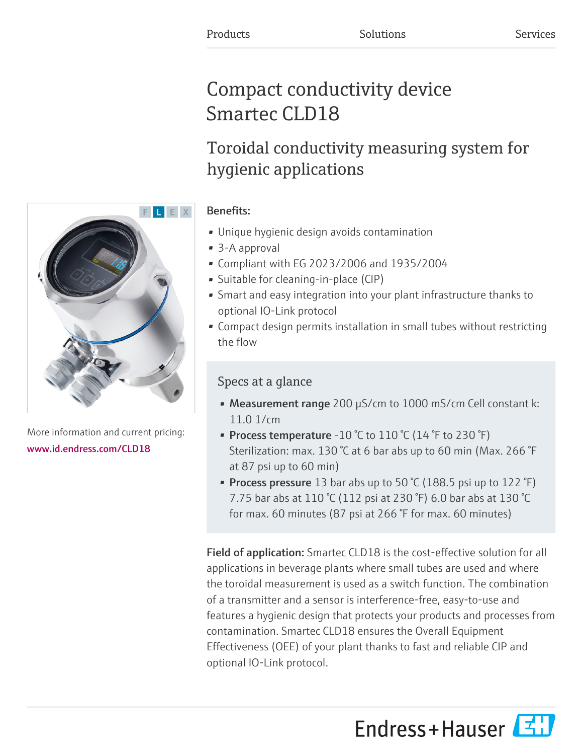Products Solutions Services

# Compact conductivity device Smartec CLD18

## Toroidal conductivity measuring system for hygienic applications

More information and current pricing:
www.id.endress.com/CLD18

### Benefits:

- Unique hygienic design avoids contamination
- 3-A approval
- Compliant with EG 2023/2006 and 1935/2004
- Suitable for cleaning-in-place (CIP)
- Smart and easy integration into your plant infrastructure thanks to optional IO-Link protocol
- Compact design permits installation in small tubes without restricting the flow

### Specs at a glance

- **Measurement range** 200 µS/cm to 1000 mS/cm Cell constant k: 11.0 1/cm
- **Process temperature** -10 °C to 110 °C (14 °F to 230 °F) Sterilization: max. 130 °C at 6 bar abs up to 60 min (Max. 266 °F at 87 psi up to 60 min)
- **Process pressure** 13 bar abs up to 50 °C (188.5 psi up to 122 °F) 7.75 bar abs at 110 °C (112 psi at 230 °F) 6.0 bar abs at 130 °C for max. 60 minutes (87 psi at 266 °F for max. 60 minutes)

**Field of application:** Smartec CLD18 is the cost-effective solution for all applications in beverage plants where small tubes are used and where the toroidal measurement is used as a switch function. The combination of a transmitter and a sensor is interference-free, easy-to-use and features a hygienic design that protects your products and processes from contamination. Smartec CLD18 ensures the Overall Equipment Effectiveness (OEE) of your plant thanks to fast and reliable CIP and optional IO-Link protocol.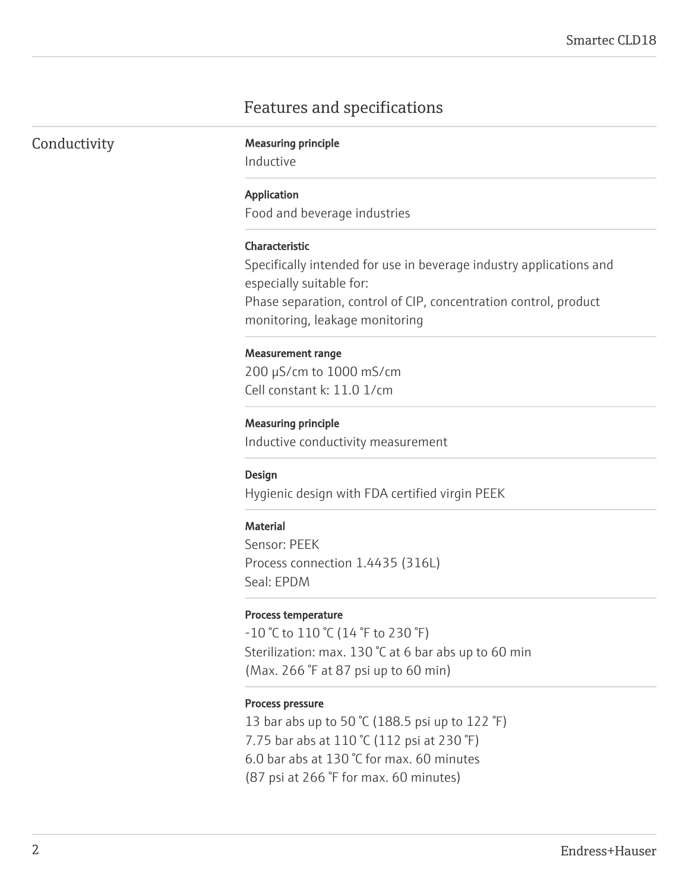# Features and specifications

## Conductivity

**Measuring principle**
Inductive

**Application**
Food and beverage industries

**Characteristic**
Specifically intended for use in beverage industry applications and especially suitable for:
Phase separation, control of CIP, concentration control, product monitoring, leakage monitoring

**Measurement range**
200 µS/cm to 1000 mS/cm
Cell constant k: 11.0 1/cm

**Measuring principle**
Inductive conductivity measurement

**Design**
Hygienic design with FDA certified virgin PEEK

**Material**
Sensor: PEEK
Process connection 1.4435 (316L)
Seal: EPDM

**Process temperature**
-10 °C to 110 °C (14 °F to 230 °F)
Sterilization: max. 130 °C at 6 bar abs up to 60 min
(Max. 266 °F at 87 psi up to 60 min)

**Process pressure**
13 bar abs up to 50 °C (188.5 psi up to 122 °F)
7.75 bar abs at 110 °C (112 psi at 230 °F)
6.0 bar abs at 130 °C for max. 60 minutes
(87 psi at 266 °F for max. 60 minutes)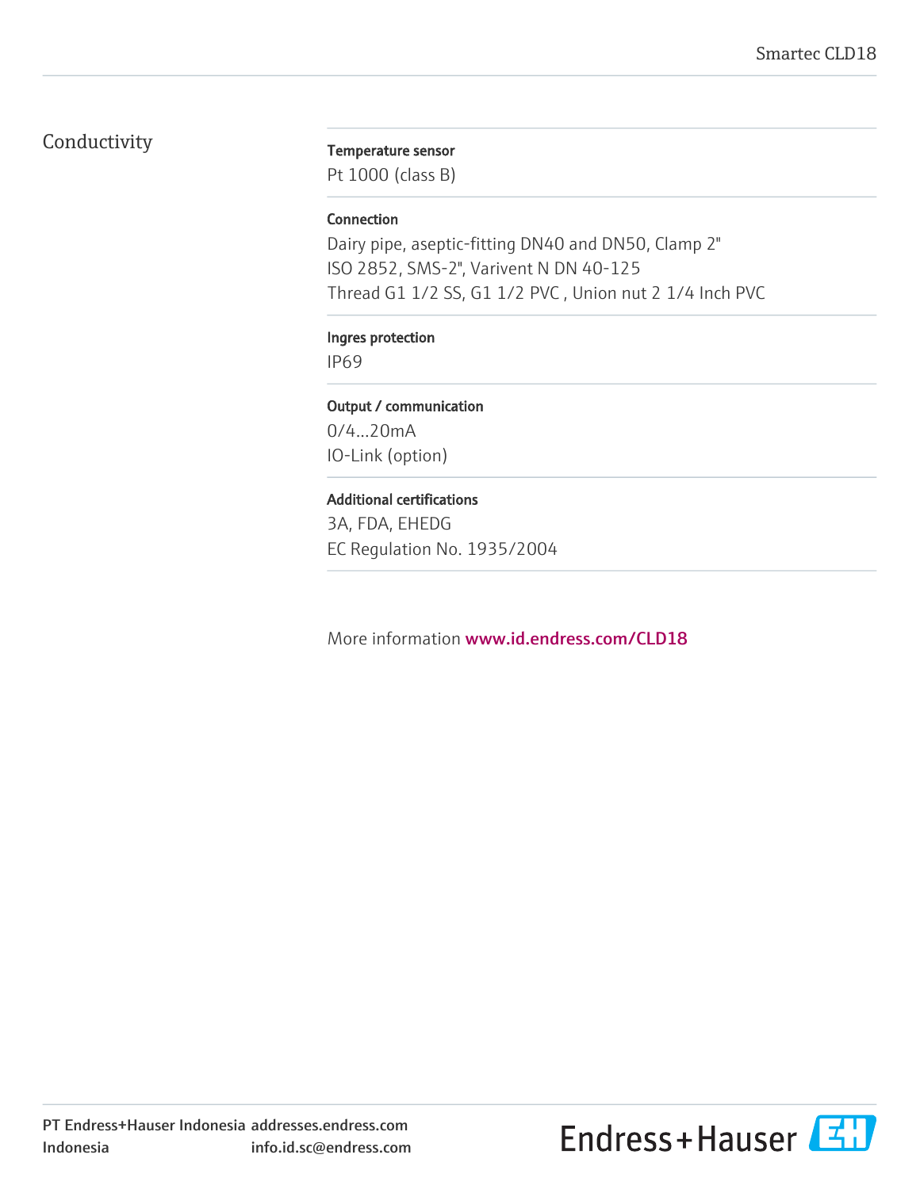## Conductivity

**Temperature sensor**

Pt 1000 (class B)

**Connection**

Dairy pipe, aseptic-fitting DN40 and DN50, Clamp 2"
ISO 2852, SMS-2", Varivent N DN 40-125
Thread G1 1/2 SS, G1 1/2 PVC , Union nut 2 1/4 Inch PVC

**Ingres protection**

IP69

**Output / communication**

0/4...20mA
IO-Link (option)

**Additional certifications**

3A, FDA, EHEDG
EC Regulation No. 1935/2004

More information **www.id.endress.com/CLD18**

PT Endress+Hauser Indonesia
Indonesia

addresses.endress.com
info.id.sc@endress.com